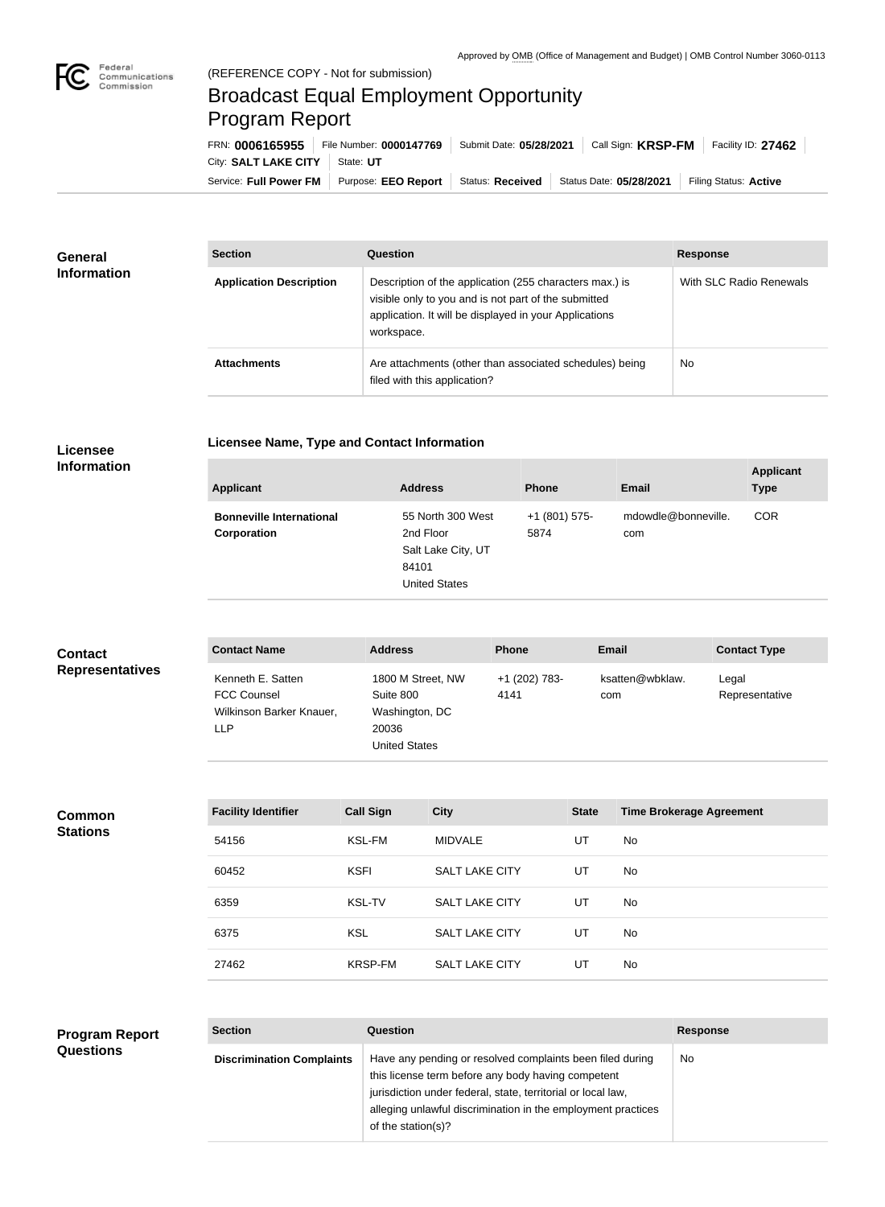Approved by OMB (Office of Management and Budget) | OMB Control Number 3060-0113

(REFERENCE COPY - Not for submission)

# Broadcast Equal Employment Opportunity Program Report

FRN: **0006165955** | File Number: **0000147769** | Submit Date: **05/28/2021** | Call Sign: **KRSP-FM** | Facility ID: **27462**
City: **SALT LAKE CITY** | State: **UT**
Service: **Full Power FM** | Purpose: **EEO Report** | Status: **Received** | Status Date: **05/28/2021** | Filing Status: **Active**

## General Information

| Section | Question | Response |
| --- | --- | --- |
| **Application Description** | Description of the application (255 characters max.) is visible only to you and is not part of the submitted application. It will be displayed in your Applications workspace. | With SLC Radio Renewals |
| **Attachments** | Are attachments (other than associated schedules) being filed with this application? | No |

## Licensee Information

**Licensee Name, Type and Contact Information**

| Applicant | Address | Phone | Email | Applicant Type |
| --- | --- | --- | --- | --- |
| **Bonneville International Corporation** | 55 North 300 West 2nd Floor Salt Lake City, UT 84101 United States | +1 (801) 575-5874 | mdowdle@bonneville.com | COR |

## Contact Representatives

| Contact Name | Address | Phone | Email | Contact Type |
| --- | --- | --- | --- | --- |
| Kenneth E. Satten FCC Counsel Wilkinson Barker Knauer, LLP | 1800 M Street, NW Suite 800 Washington, DC 20036 United States | +1 (202) 783-4141 | ksatten@wbklaw.com | Legal Representative |

## Common Stations

| Facility Identifier | Call Sign | City | State | Time Brokerage Agreement |
| --- | --- | --- | --- | --- |
| 54156 | KSL-FM | MIDVALE | UT | No |
| 60452 | KSFI | SALT LAKE CITY | UT | No |
| 6359 | KSL-TV | SALT LAKE CITY | UT | No |
| 6375 | KSL | SALT LAKE CITY | UT | No |
| 27462 | KRSP-FM | SALT LAKE CITY | UT | No |

## Program Report Questions

| Section | Question | Response |
| --- | --- | --- |
| **Discrimination Complaints** | Have any pending or resolved complaints been filed during this license term before any body having competent jurisdiction under federal, state, territorial or local law, alleging unlawful discrimination in the employment practices of the station(s)? | No |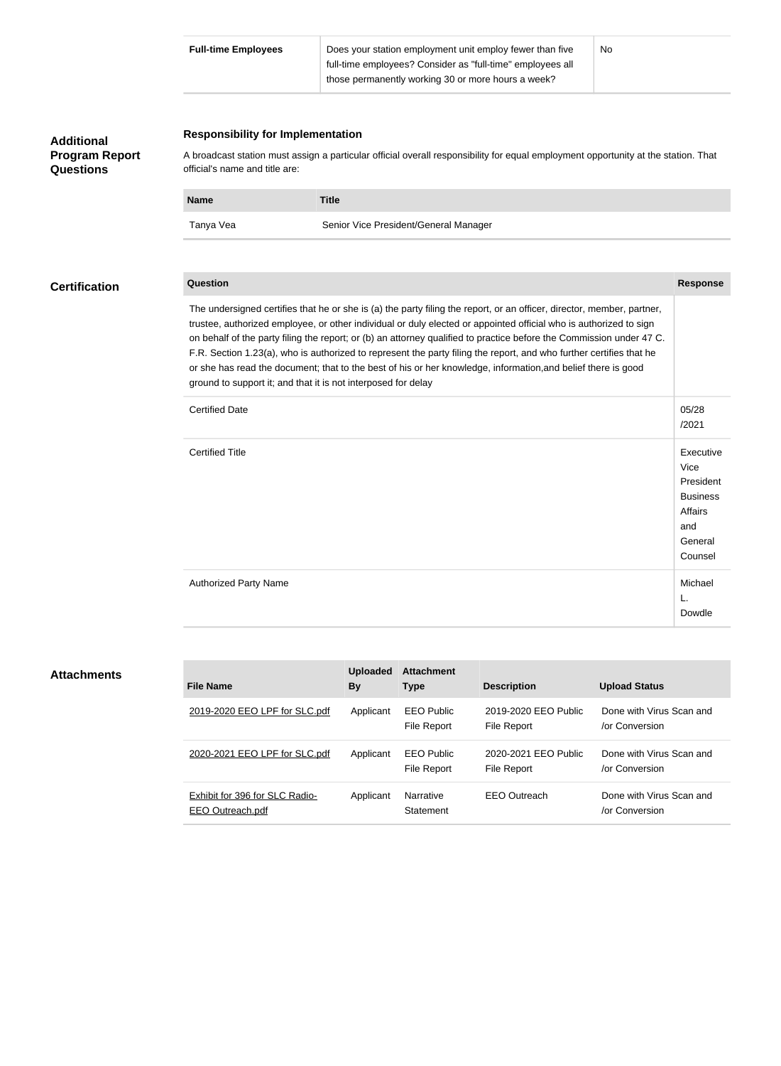| | | |
|---|---|---|
| **Full-time Employees** | Does your station employment unit employ fewer than five full-time employees? Consider as "full-time" employees all those permanently working 30 or more hours a week? | No |

## Additional Program Report Questions

### Responsibility for Implementation

A broadcast station must assign a particular official overall responsibility for equal employment opportunity at the station. That official's name and title are:

| Name | Title |
|---|---|
| Tanya Vea | Senior Vice President/General Manager |

## Certification

| Question | Response |
|---|---|
| The undersigned certifies that he or she is (a) the party filing the report, or an officer, director, member, partner, trustee, authorized employee, or other individual or duly elected or appointed official who is authorized to sign on behalf of the party filing the report; or (b) an attorney qualified to practice before the Commission under 47 C.F.R. Section 1.23(a), who is authorized to represent the party filing the report, and who further certifies that he or she has read the document; that to the best of his or her knowledge, information,and belief there is good ground to support it; and that it is not interposed for delay | |
| Certified Date | 05/28/2021 |
| Certified Title | Executive Vice President Business Affairs and General Counsel |
| Authorized Party Name | Michael L. Dowdle |

## Attachments

| File Name | Uploaded By | Attachment Type | Description | Upload Status |
|---|---|---|---|---|
| 2019-2020 EEO LPF for SLC.pdf | Applicant | EEO Public File Report | 2019-2020 EEO Public File Report | Done with Virus Scan and /or Conversion |
| 2020-2021 EEO LPF for SLC.pdf | Applicant | EEO Public File Report | 2020-2021 EEO Public File Report | Done with Virus Scan and /or Conversion |
| Exhibit for 396 for SLC Radio-EEO Outreach.pdf | Applicant | Narrative Statement | EEO Outreach | Done with Virus Scan and /or Conversion |